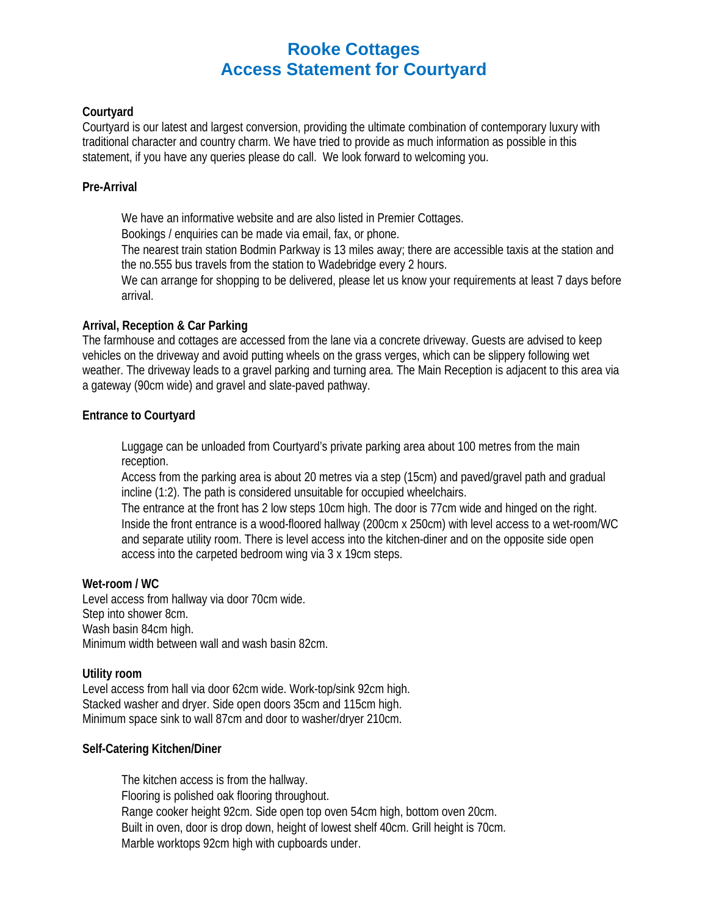# Rooke Cottages
# Access Statement for Courtyard

**Courtyard**

Courtyard is our latest and largest conversion, providing the ultimate combination of contemporary luxury with traditional character and country charm. We have tried to provide as much information as possible in this statement, if you have any queries please do call. We look forward to welcoming you.

**Pre-Arrival**

We have an informative website and are also listed in Premier Cottages.
Bookings / enquiries can be made via email, fax, or phone.
The nearest train station Bodmin Parkway is 13 miles away; there are accessible taxis at the station and the no.555 bus travels from the station to Wadebridge every 2 hours.
We can arrange for shopping to be delivered, please let us know your requirements at least 7 days before arrival.

**Arrival, Reception & Car Parking**

The farmhouse and cottages are accessed from the lane via a concrete driveway. Guests are advised to keep vehicles on the driveway and avoid putting wheels on the grass verges, which can be slippery following wet weather. The driveway leads to a gravel parking and turning area. The Main Reception is adjacent to this area via a gateway (90cm wide) and gravel and slate-paved pathway.

**Entrance to Courtyard**

Luggage can be unloaded from Courtyard's private parking area about 100 metres from the main reception.
Access from the parking area is about 20 metres via a step (15cm) and paved/gravel path and gradual incline (1:2). The path is considered unsuitable for occupied wheelchairs.
The entrance at the front has 2 low steps 10cm high. The door is 77cm wide and hinged on the right.
Inside the front entrance is a wood-floored hallway (200cm x 250cm) with level access to a wet-room/WC and separate utility room. There is level access into the kitchen-diner and on the opposite side open access into the carpeted bedroom wing via 3 x 19cm steps.

**Wet-room / WC**

Level access from hallway via door 70cm wide.
Step into shower 8cm.
Wash basin 84cm high.
Minimum width between wall and wash basin 82cm.

**Utility room**

Level access from hall via door 62cm wide. Work-top/sink 92cm high.
Stacked washer and dryer. Side open doors 35cm and 115cm high.
Minimum space sink to wall 87cm and door to washer/dryer 210cm.

**Self-Catering Kitchen/Diner**

The kitchen access is from the hallway.
Flooring is polished oak flooring throughout.
Range cooker height 92cm. Side open top oven 54cm high, bottom oven 20cm.
Built in oven, door is drop down, height of lowest shelf 40cm. Grill height is 70cm.
Marble worktops 92cm high with cupboards under.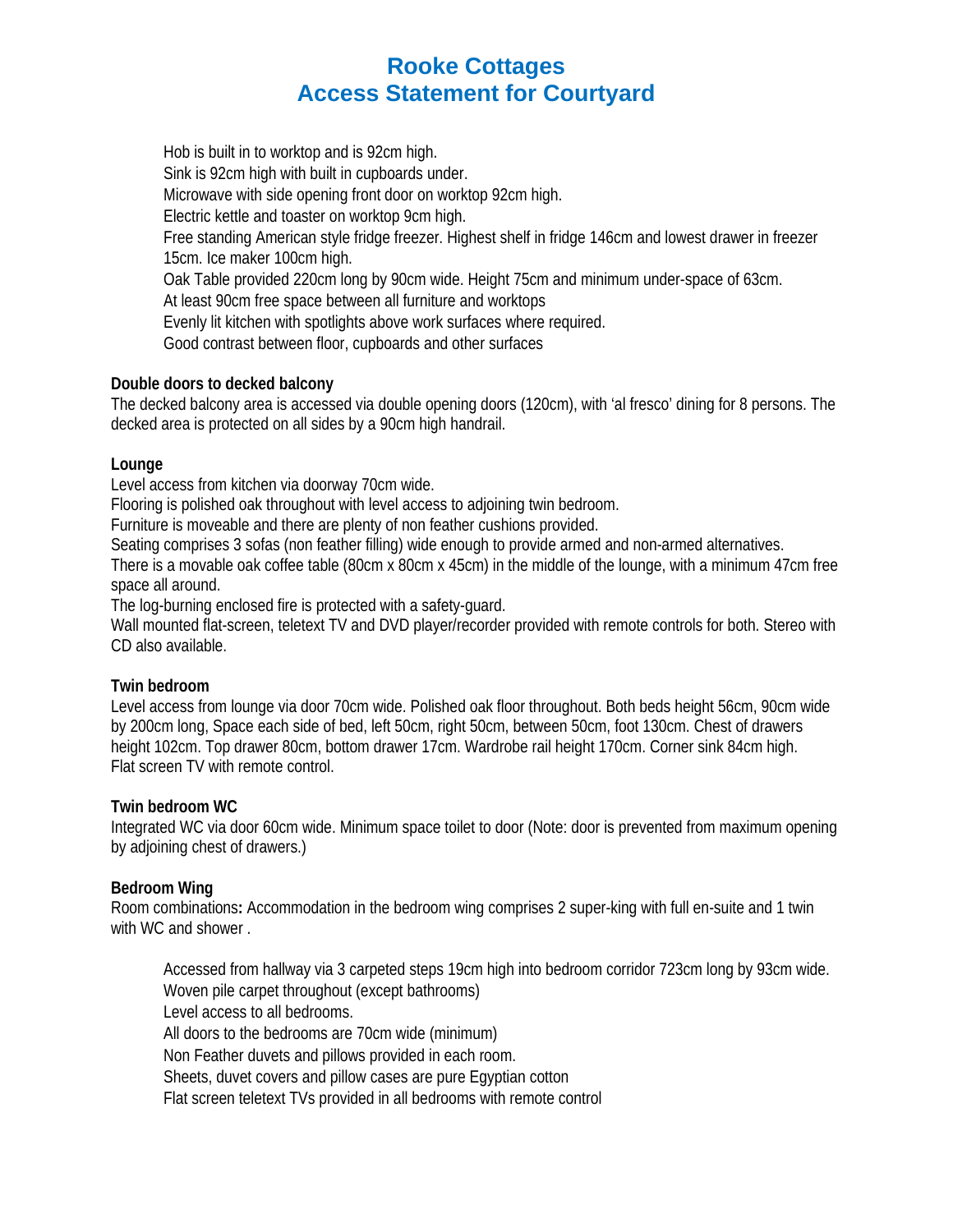# Rooke Cottages
# Access Statement for Courtyard

Hob is built in to worktop and is 92cm high.
Sink is 92cm high with built in cupboards under.
Microwave with side opening front door on worktop 92cm high.
Electric kettle and toaster on worktop 9cm high.
Free standing American style fridge freezer. Highest shelf in fridge 146cm and lowest drawer in freezer 15cm. Ice maker 100cm high.
Oak Table provided 220cm long by 90cm wide. Height 75cm and minimum under-space of 63cm.
At least 90cm free space between all furniture and worktops
Evenly lit kitchen with spotlights above work surfaces where required.
Good contrast between floor, cupboards and other surfaces

**Double doors to decked balcony**
The decked balcony area is accessed via double opening doors (120cm), with 'al fresco' dining for 8 persons. The decked area is protected on all sides by a 90cm high handrail.

**Lounge**
Level access from kitchen via doorway 70cm wide.
Flooring is polished oak throughout with level access to adjoining twin bedroom.
Furniture is moveable and there are plenty of non feather cushions provided.
Seating comprises 3 sofas (non feather filling) wide enough to provide armed and non-armed alternatives.
There is a movable oak coffee table (80cm x 80cm x 45cm) in the middle of the lounge, with a minimum 47cm free space all around.
The log-burning enclosed fire is protected with a safety-guard.
Wall mounted flat-screen, teletext TV and DVD player/recorder provided with remote controls for both. Stereo with CD also available.

**Twin bedroom**
Level access from lounge via door 70cm wide. Polished oak floor throughout. Both beds height 56cm, 90cm wide by 200cm long, Space each side of bed, left 50cm, right 50cm, between 50cm, foot 130cm. Chest of drawers height 102cm. Top drawer 80cm, bottom drawer 17cm. Wardrobe rail height 170cm. Corner sink 84cm high.
Flat screen TV with remote control.

**Twin bedroom WC**
Integrated WC via door 60cm wide. Minimum space toilet to door (Note: door is prevented from maximum opening by adjoining chest of drawers.)

**Bedroom Wing**
Room combinations**:** Accommodation in the bedroom wing comprises 2 super-king with full en-suite and 1 twin with WC and shower .

Accessed from hallway via 3 carpeted steps 19cm high into bedroom corridor 723cm long by 93cm wide.
Woven pile carpet throughout (except bathrooms)
Level access to all bedrooms.
All doors to the bedrooms are 70cm wide (minimum)
Non Feather duvets and pillows provided in each room.
Sheets, duvet covers and pillow cases are pure Egyptian cotton
Flat screen teletext TVs provided in all bedrooms with remote control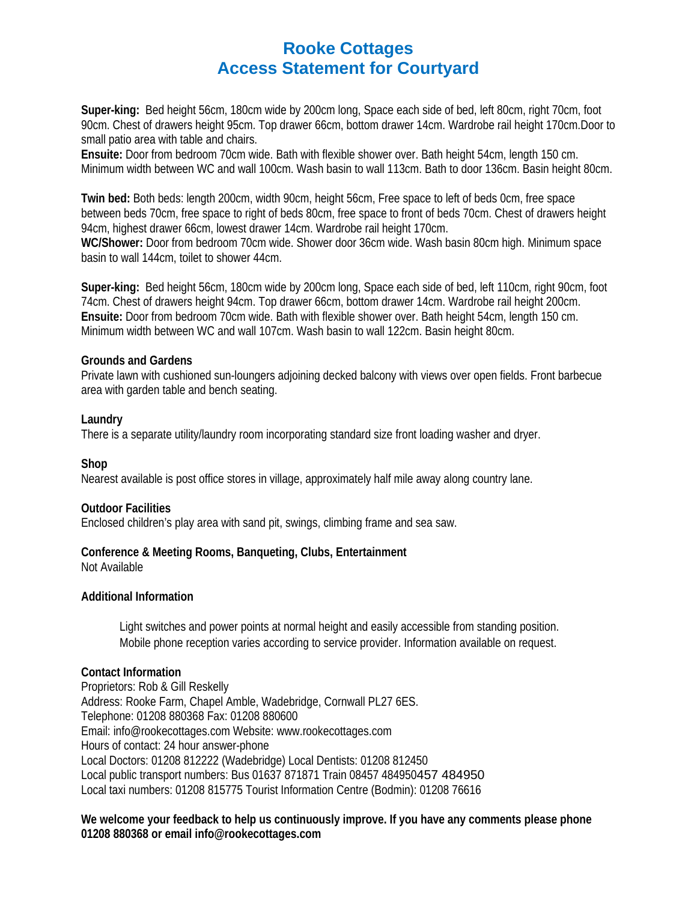# Rooke Cottages
# Access Statement for Courtyard

**Super-king:** Bed height 56cm, 180cm wide by 200cm long, Space each side of bed, left 80cm, right 70cm, foot 90cm. Chest of drawers height 95cm. Top drawer 66cm, bottom drawer 14cm. Wardrobe rail height 170cm.Door to small patio area with table and chairs.
**Ensuite:** Door from bedroom 70cm wide. Bath with flexible shower over. Bath height 54cm, length 150 cm. Minimum width between WC and wall 100cm. Wash basin to wall 113cm. Bath to door 136cm. Basin height 80cm.

**Twin bed:** Both beds: length 200cm, width 90cm, height 56cm, Free space to left of beds 0cm, free space between beds 70cm, free space to right of beds 80cm, free space to front of beds 70cm. Chest of drawers height 94cm, highest drawer 66cm, lowest drawer 14cm. Wardrobe rail height 170cm.
**WC/Shower:** Door from bedroom 70cm wide. Shower door 36cm wide. Wash basin 80cm high. Minimum space basin to wall 144cm, toilet to shower 44cm.

**Super-king:** Bed height 56cm, 180cm wide by 200cm long, Space each side of bed, left 110cm, right 90cm, foot 74cm. Chest of drawers height 94cm. Top drawer 66cm, bottom drawer 14cm. Wardrobe rail height 200cm.
**Ensuite:** Door from bedroom 70cm wide. Bath with flexible shower over. Bath height 54cm, length 150 cm. Minimum width between WC and wall 107cm. Wash basin to wall 122cm. Basin height 80cm.

**Grounds and Gardens**
Private lawn with cushioned sun-loungers adjoining decked balcony with views over open fields. Front barbecue area with garden table and bench seating.

**Laundry**
There is a separate utility/laundry room incorporating standard size front loading washer and dryer.

**Shop**
Nearest available is post office stores in village, approximately half mile away along country lane.

**Outdoor Facilities**
Enclosed children's play area with sand pit, swings, climbing frame and sea saw.

**Conference & Meeting Rooms, Banqueting, Clubs, Entertainment**
Not Available

**Additional Information**

Light switches and power points at normal height and easily accessible from standing position.
Mobile phone reception varies according to service provider. Information available on request.

**Contact Information**
Proprietors: Rob & Gill Reskelly
Address: Rooke Farm, Chapel Amble, Wadebridge, Cornwall PL27 6ES.
Telephone: 01208 880368 Fax: 01208 880600
Email: info@rookecottages.com Website: www.rookecottages.com
Hours of contact: 24 hour answer-phone
Local Doctors: 01208 812222 (Wadebridge) Local Dentists: 01208 812450
Local public transport numbers: Bus 01637 871871 Train 08457 484950457 484950
Local taxi numbers: 01208 815775 Tourist Information Centre (Bodmin): 01208 76616

**We welcome your feedback to help us continuously improve. If you have any comments please phone 01208 880368 or email info@rookecottages.com**